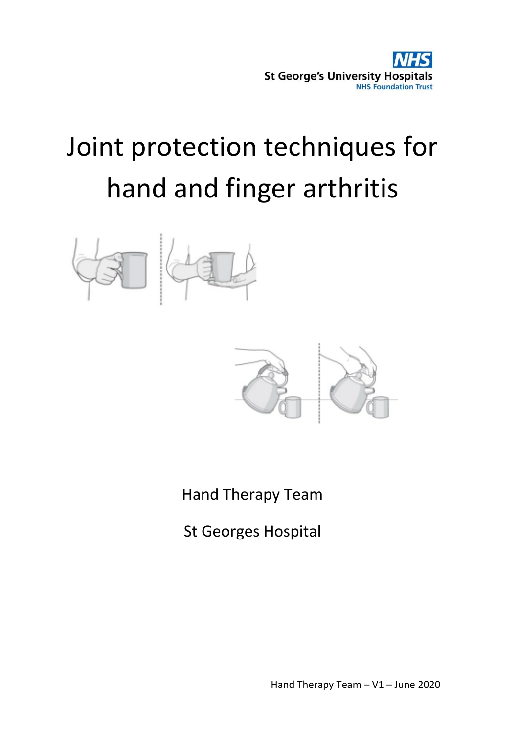NHS
St George's University Hospitals
NHS Foundation Trust

# Joint protection techniques for hand and finger arthritis

Hand Therapy Team

St Georges Hospital

Hand Therapy Team – V1 – June 2020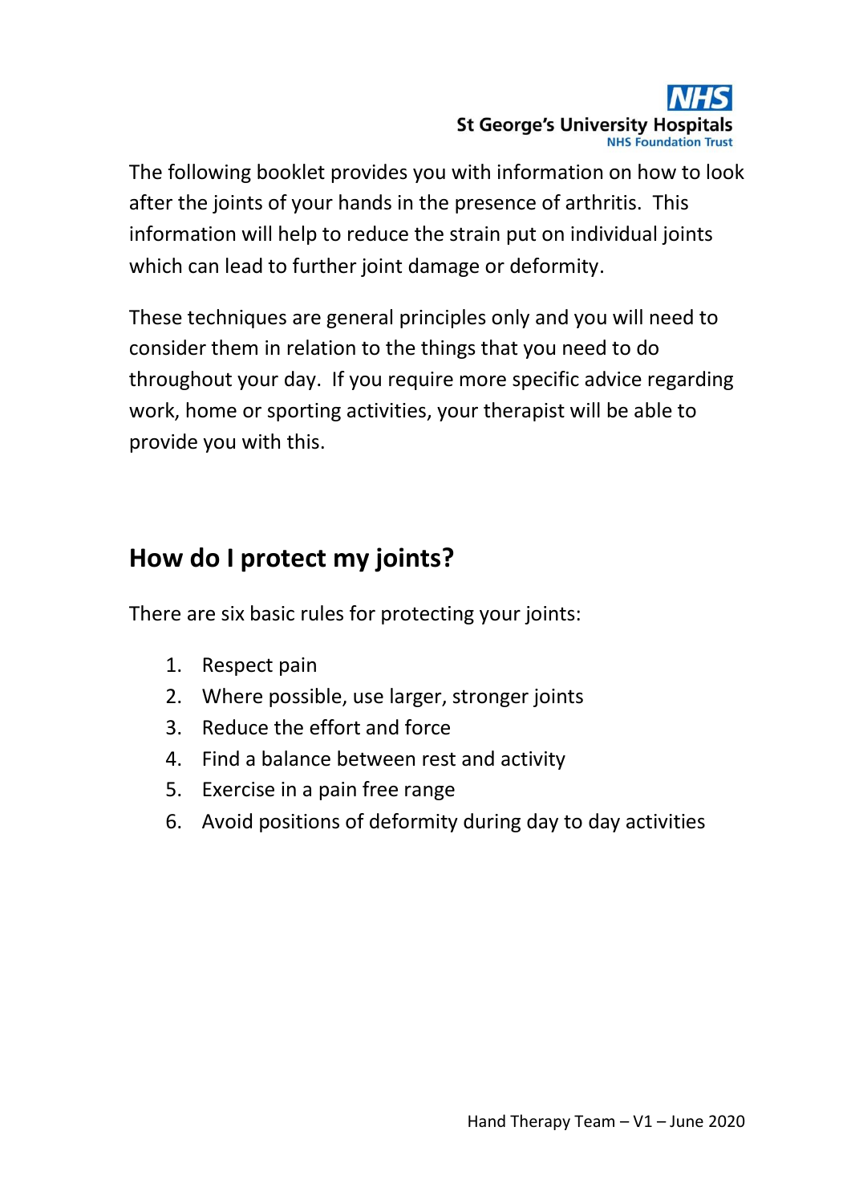The following booklet provides you with information on how to look after the joints of your hands in the presence of arthritis. This information will help to reduce the strain put on individual joints which can lead to further joint damage or deformity.

These techniques are general principles only and you will need to consider them in relation to the things that you need to do throughout your day. If you require more specific advice regarding work, home or sporting activities, your therapist will be able to provide you with this.

## How do I protect my joints?

There are six basic rules for protecting your joints:

1. Respect pain
2. Where possible, use larger, stronger joints
3. Reduce the effort and force
4. Find a balance between rest and activity
5. Exercise in a pain free range
6. Avoid positions of deformity during day to day activities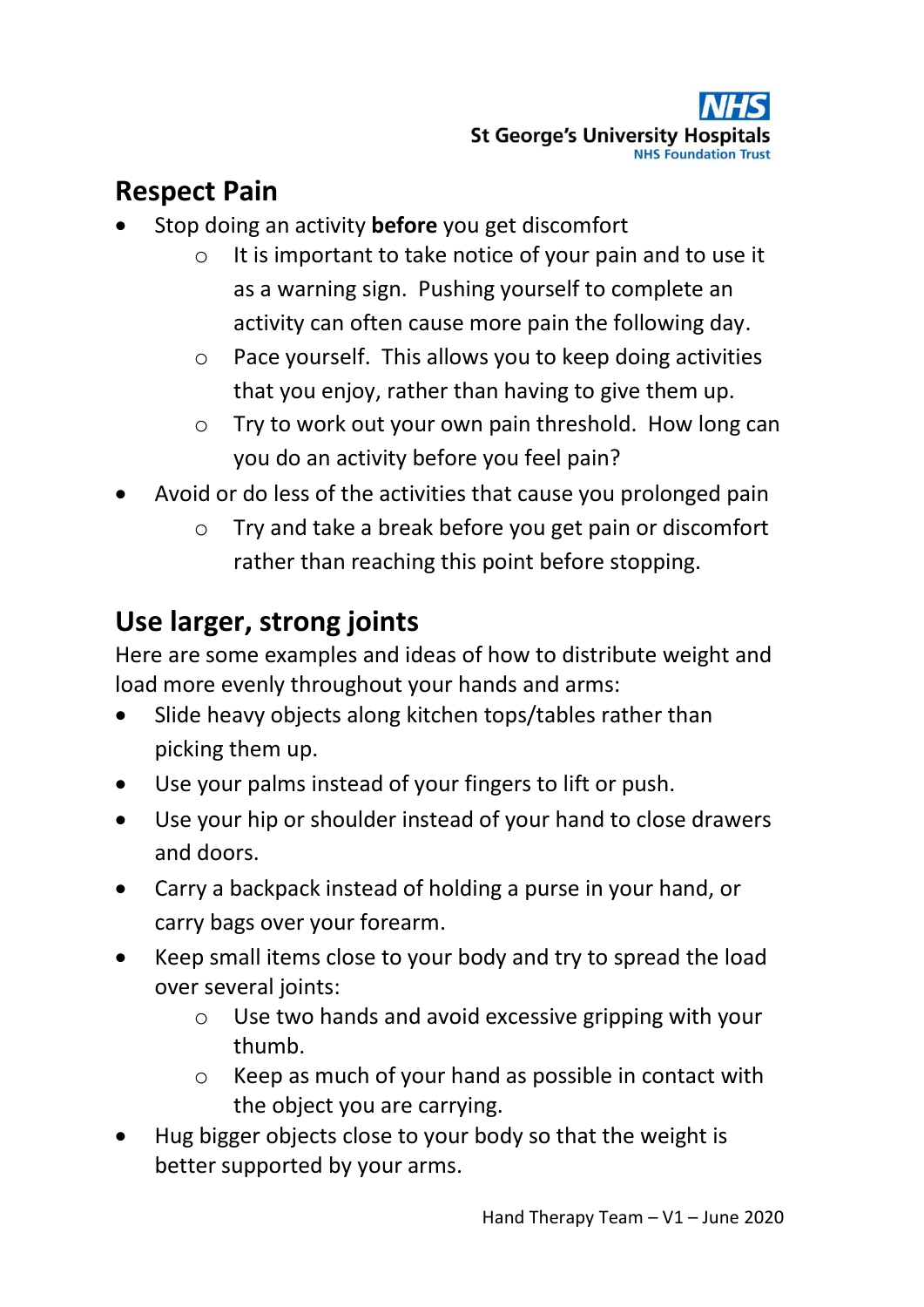## Respect Pain

- Stop doing an activity **before** you get discomfort
    - It is important to take notice of your pain and to use it as a warning sign. Pushing yourself to complete an activity can often cause more pain the following day.
    - Pace yourself. This allows you to keep doing activities that you enjoy, rather than having to give them up.
    - Try to work out your own pain threshold. How long can you do an activity before you feel pain?
- Avoid or do less of the activities that cause you prolonged pain
    - Try and take a break before you get pain or discomfort rather than reaching this point before stopping.

## Use larger, strong joints

Here are some examples and ideas of how to distribute weight and load more evenly throughout your hands and arms:

- Slide heavy objects along kitchen tops/tables rather than picking them up.
- Use your palms instead of your fingers to lift or push.
- Use your hip or shoulder instead of your hand to close drawers and doors.
- Carry a backpack instead of holding a purse in your hand, or carry bags over your forearm.
- Keep small items close to your body and try to spread the load over several joints:
    - Use two hands and avoid excessive gripping with your thumb.
    - Keep as much of your hand as possible in contact with the object you are carrying.
- Hug bigger objects close to your body so that the weight is better supported by your arms.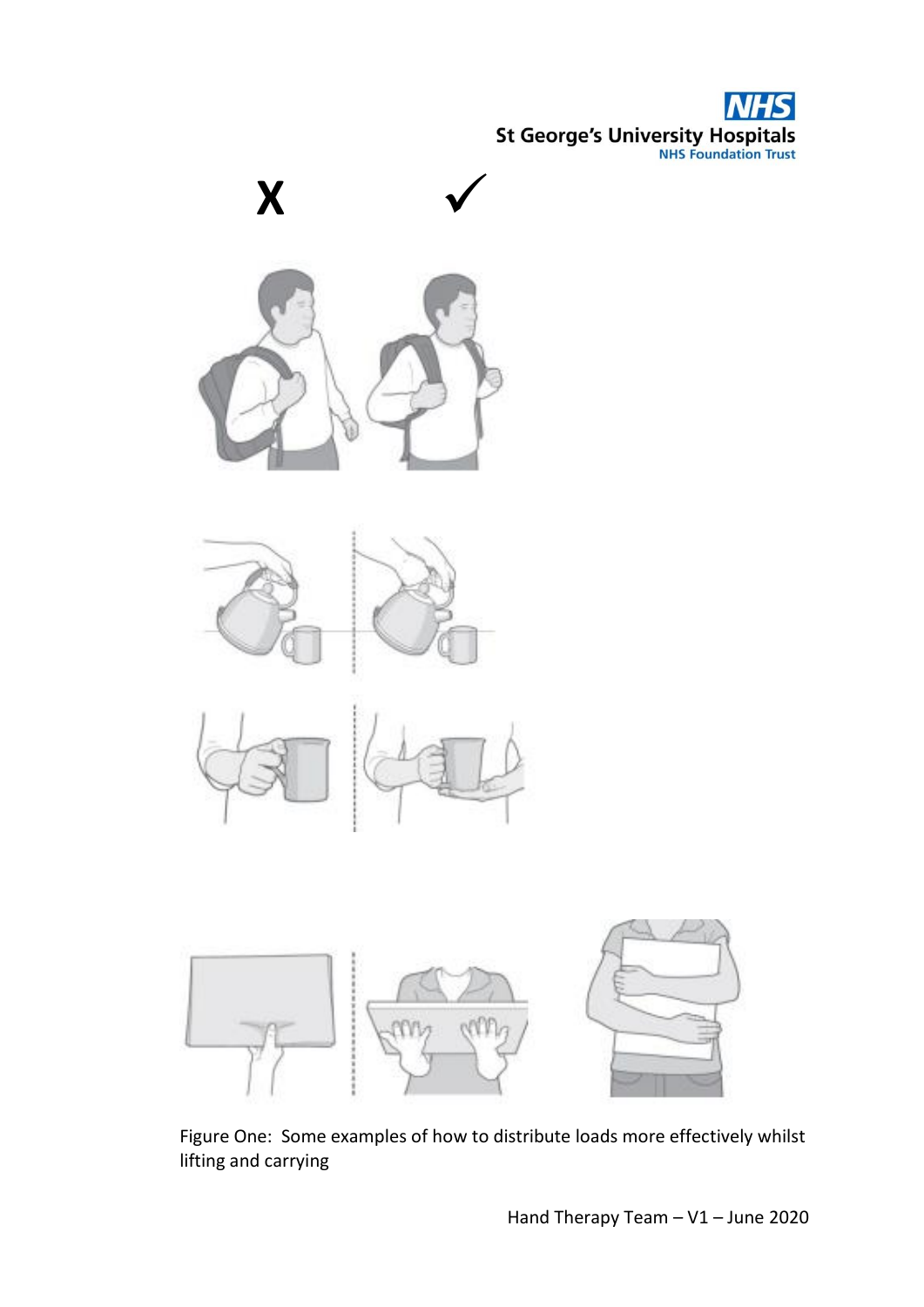X ✓

Figure One: Some examples of how to distribute loads more effectively whilst lifting and carrying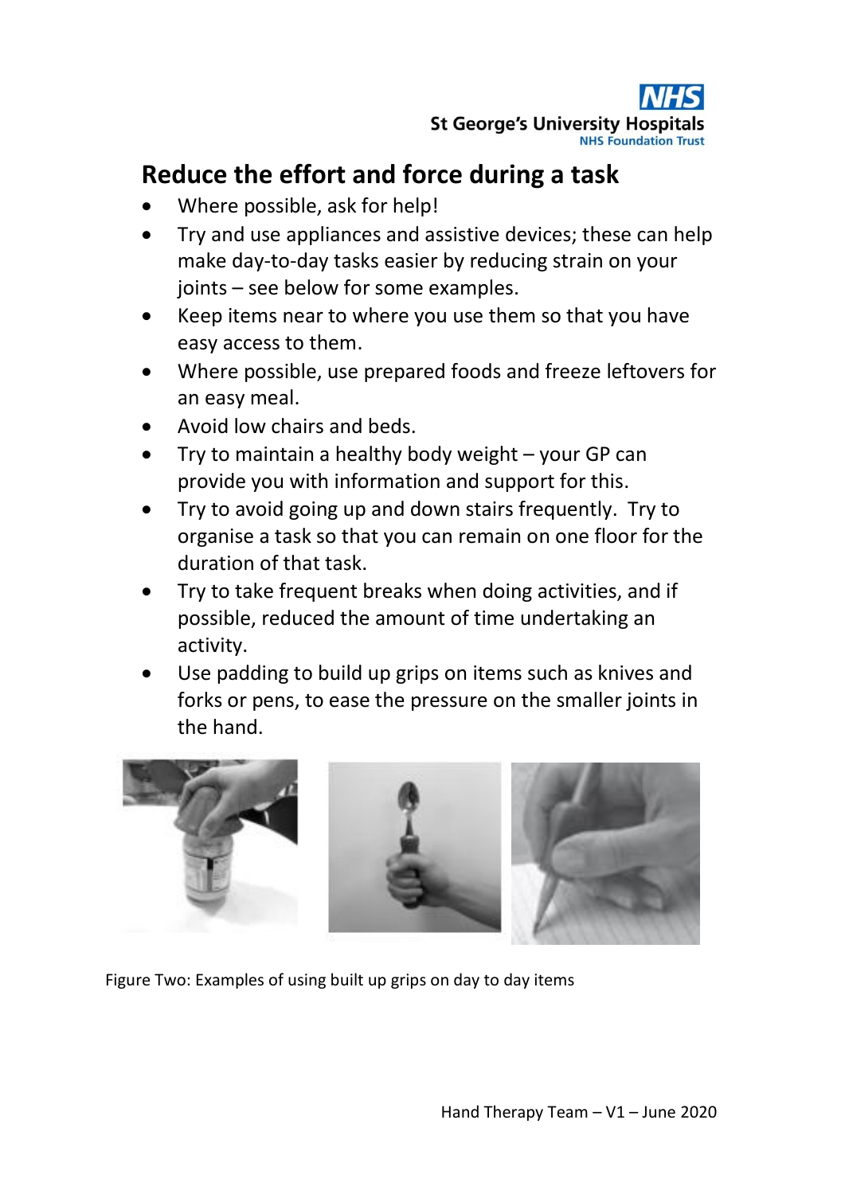## Reduce the effort and force during a task

- Where possible, ask for help!
- Try and use appliances and assistive devices; these can help make day-to-day tasks easier by reducing strain on your joints – see below for some examples.
- Keep items near to where you use them so that you have easy access to them.
- Where possible, use prepared foods and freeze leftovers for an easy meal.
- Avoid low chairs and beds.
- Try to maintain a healthy body weight – your GP can provide you with information and support for this.
- Try to avoid going up and down stairs frequently. Try to organise a task so that you can remain on one floor for the duration of that task.
- Try to take frequent breaks when doing activities, and if possible, reduced the amount of time undertaking an activity.
- Use padding to build up grips on items such as knives and forks or pens, to ease the pressure on the smaller joints in the hand.

Figure Two: Examples of using built up grips on day to day items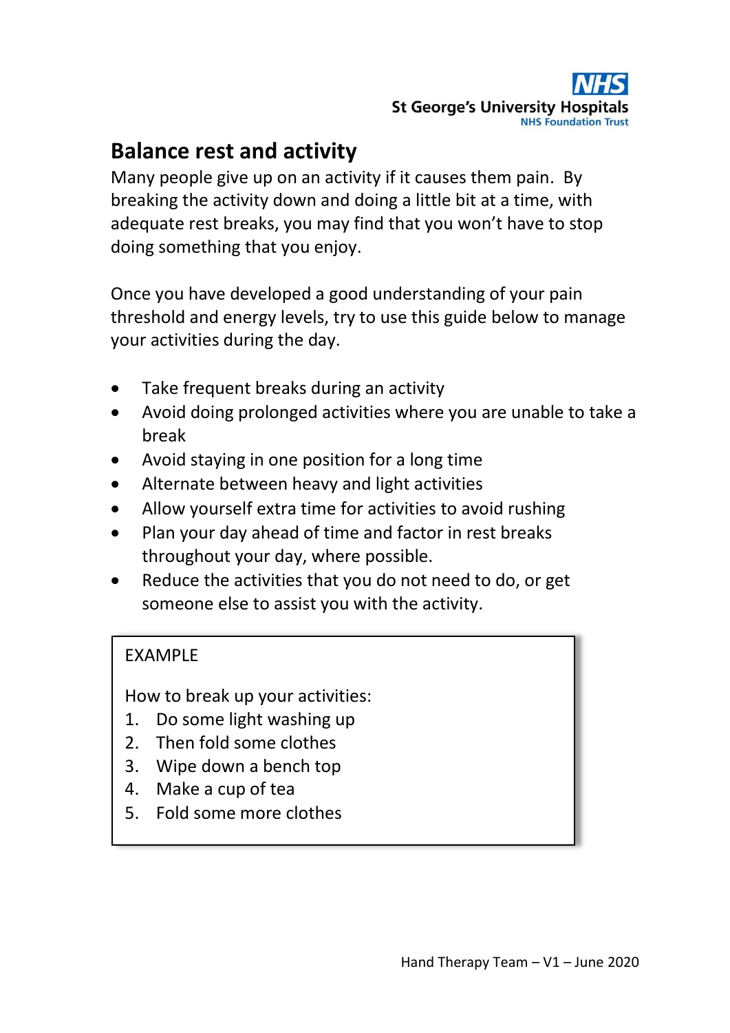## Balance rest and activity

Many people give up on an activity if it causes them pain. By breaking the activity down and doing a little bit at a time, with adequate rest breaks, you may find that you won't have to stop doing something that you enjoy.

Once you have developed a good understanding of your pain threshold and energy levels, try to use this guide below to manage your activities during the day.

- Take frequent breaks during an activity
- Avoid doing prolonged activities where you are unable to take a break
- Avoid staying in one position for a long time
- Alternate between heavy and light activities
- Allow yourself extra time for activities to avoid rushing
- Plan your day ahead of time and factor in rest breaks throughout your day, where possible.
- Reduce the activities that you do not need to do, or get someone else to assist you with the activity.

> EXAMPLE
>
> How to break up your activities:
> 1. Do some light washing up
> 2. Then fold some clothes
> 3. Wipe down a bench top
> 4. Make a cup of tea
> 5. Fold some more clothes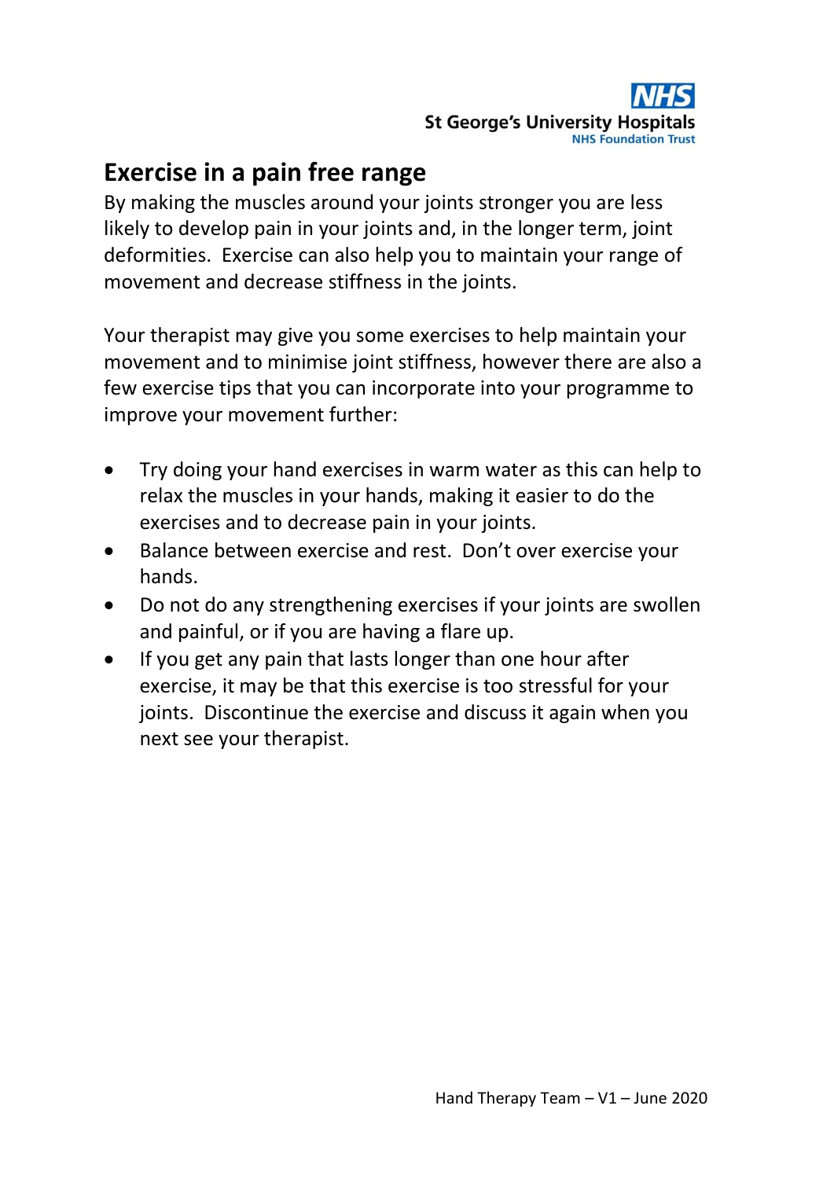## Exercise in a pain free range

By making the muscles around your joints stronger you are less likely to develop pain in your joints and, in the longer term, joint deformities. Exercise can also help you to maintain your range of movement and decrease stiffness in the joints.

Your therapist may give you some exercises to help maintain your movement and to minimise joint stiffness, however there are also a few exercise tips that you can incorporate into your programme to improve your movement further:

- Try doing your hand exercises in warm water as this can help to relax the muscles in your hands, making it easier to do the exercises and to decrease pain in your joints.
- Balance between exercise and rest. Don't over exercise your hands.
- Do not do any strengthening exercises if your joints are swollen and painful, or if you are having a flare up.
- If you get any pain that lasts longer than one hour after exercise, it may be that this exercise is too stressful for your joints. Discontinue the exercise and discuss it again when you next see your therapist.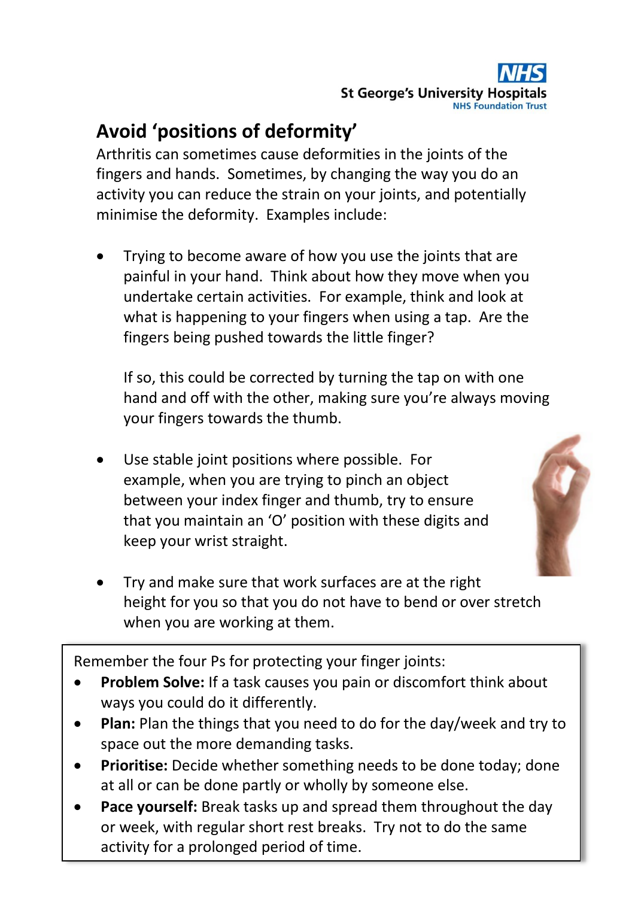## Avoid 'positions of deformity'

Arthritis can sometimes cause deformities in the joints of the fingers and hands. Sometimes, by changing the way you do an activity you can reduce the strain on your joints, and potentially minimise the deformity. Examples include:

- Trying to become aware of how you use the joints that are painful in your hand. Think about how they move when you undertake certain activities. For example, think and look at what is happening to your fingers when using a tap. Are the fingers being pushed towards the little finger?

  If so, this could be corrected by turning the tap on with one hand and off with the other, making sure you're always moving your fingers towards the thumb.

- Use stable joint positions where possible. For example, when you are trying to pinch an object between your index finger and thumb, try to ensure that you maintain an 'O' position with these digits and keep your wrist straight.

- Try and make sure that work surfaces are at the right height for you so that you do not have to bend or over stretch when you are working at them.

Remember the four Ps for protecting your finger joints:

- **Problem Solve:** If a task causes you pain or discomfort think about ways you could do it differently.
- **Plan:** Plan the things that you need to do for the day/week and try to space out the more demanding tasks.
- **Prioritise:** Decide whether something needs to be done today; done at all or can be done partly or wholly by someone else.
- **Pace yourself:** Break tasks up and spread them throughout the day or week, with regular short rest breaks. Try not to do the same activity for a prolonged period of time.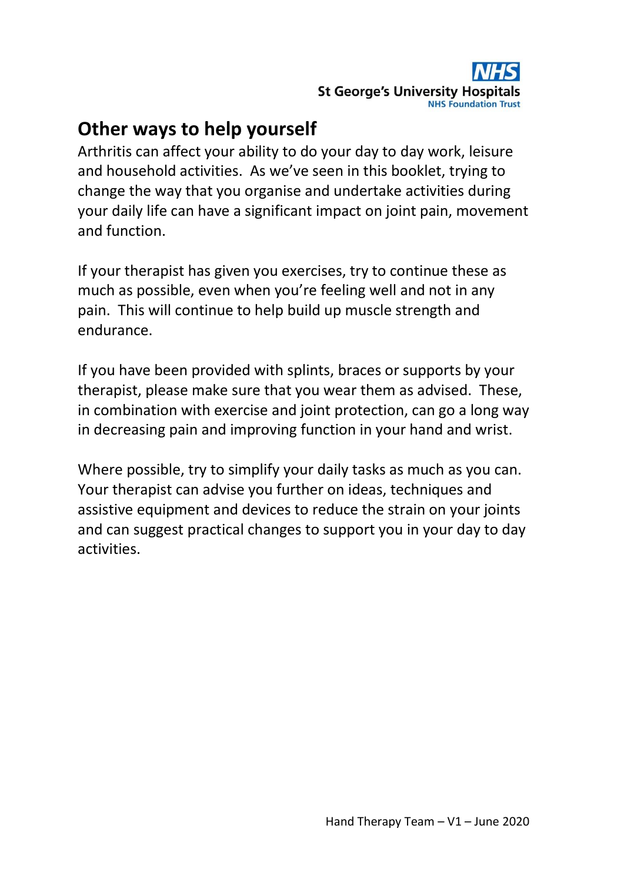## Other ways to help yourself

Arthritis can affect your ability to do your day to day work, leisure and household activities. As we've seen in this booklet, trying to change the way that you organise and undertake activities during your daily life can have a significant impact on joint pain, movement and function.

If your therapist has given you exercises, try to continue these as much as possible, even when you're feeling well and not in any pain. This will continue to help build up muscle strength and endurance.

If you have been provided with splints, braces or supports by your therapist, please make sure that you wear them as advised. These, in combination with exercise and joint protection, can go a long way in decreasing pain and improving function in your hand and wrist.

Where possible, try to simplify your daily tasks as much as you can. Your therapist can advise you further on ideas, techniques and assistive equipment and devices to reduce the strain on your joints and can suggest practical changes to support you in your day to day activities.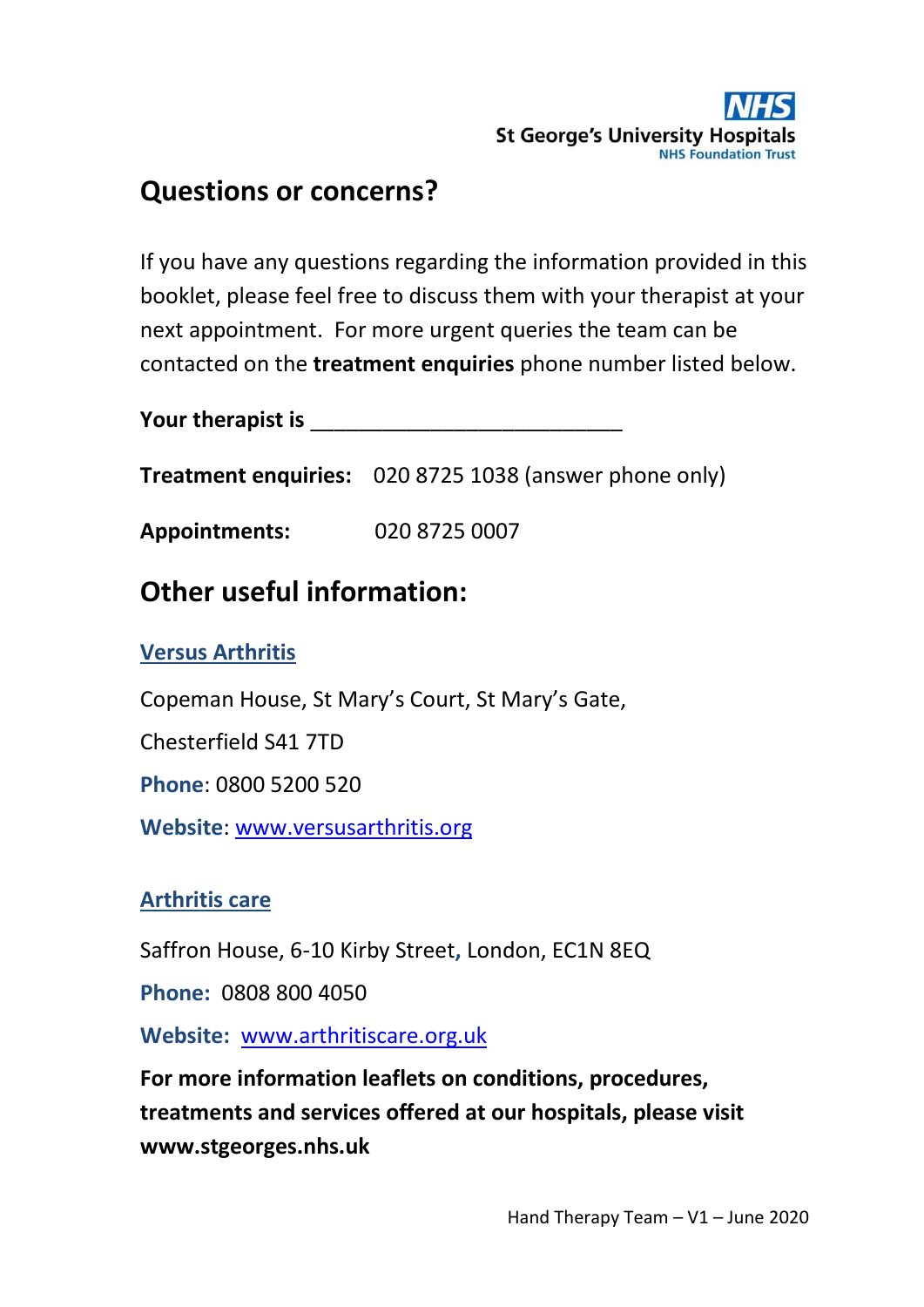## Questions or concerns?

If you have any questions regarding the information provided in this booklet, please feel free to discuss them with your therapist at your next appointment. For more urgent queries the team can be contacted on the **treatment enquiries** phone number listed below.

**Your therapist is** ___________________________

**Treatment enquiries:** 020 8725 1038 (answer phone only)

**Appointments:** 020 8725 0007

## Other useful information:

### Versus Arthritis

Copeman House, St Mary's Court, St Mary's Gate,

Chesterfield S41 7TD

**Phone**: 0800 5200 520

**Website**: www.versusarthritis.org

### Arthritis care

Saffron House, 6-10 Kirby Street, London, EC1N 8EQ

**Phone:** 0808 800 4050

**Website:** www.arthritiscare.org.uk

**For more information leaflets on conditions, procedures, treatments and services offered at our hospitals, please visit www.stgeorges.nhs.uk**

Hand Therapy Team – V1 – June 2020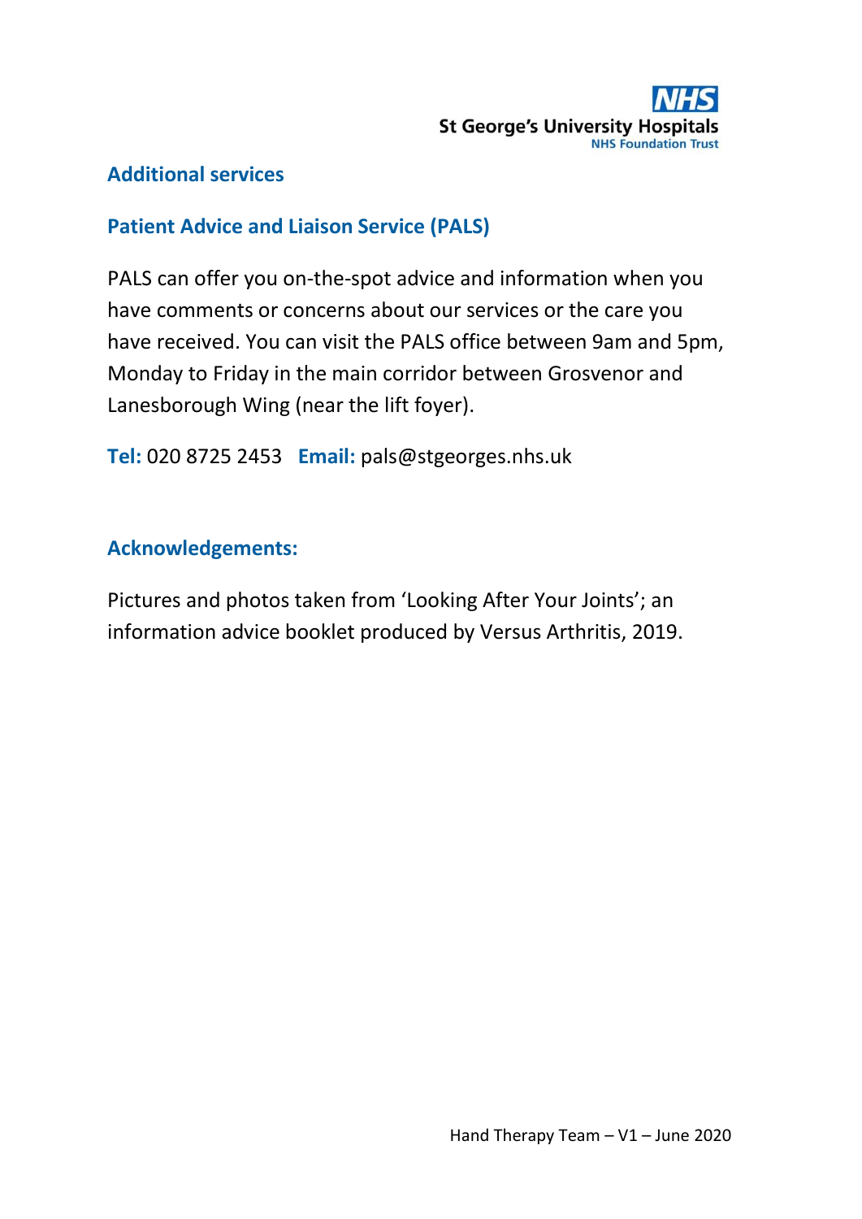## Additional services

### Patient Advice and Liaison Service (PALS)

PALS can offer you on-the-spot advice and information when you have comments or concerns about our services or the care you have received. You can visit the PALS office between 9am and 5pm, Monday to Friday in the main corridor between Grosvenor and Lanesborough Wing (near the lift foyer).

**Tel:** 020 8725 2453   **Email:** pals@stgeorges.nhs.uk

### Acknowledgements:

Pictures and photos taken from 'Looking After Your Joints'; an information advice booklet produced by Versus Arthritis, 2019.

Hand Therapy Team – V1 – June 2020